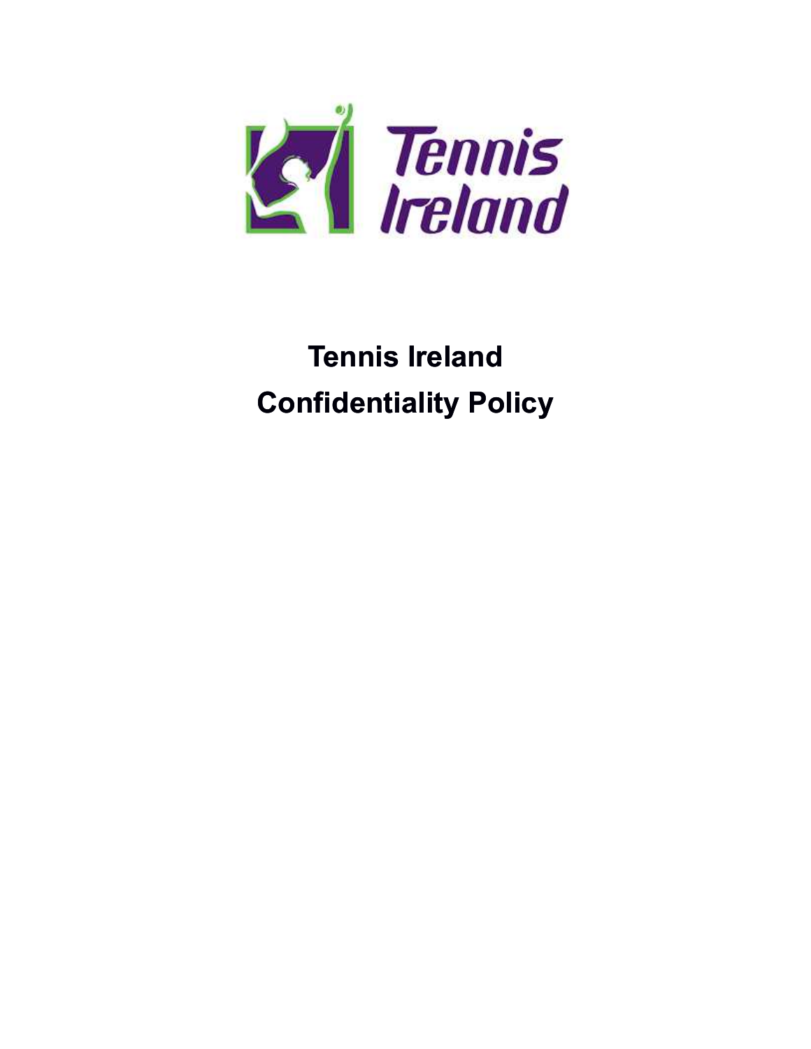# Tennis Ireland Confidentiality Policy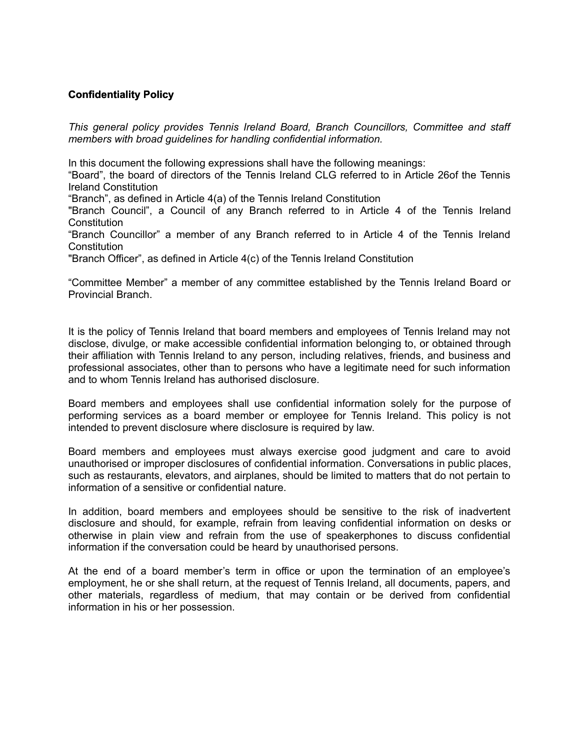**Confidentiality Policy**

*This general policy provides Tennis Ireland Board, Branch Councillors, Committee and staff members with broad guidelines for handling confidential information.*

In this document the following expressions shall have the following meanings:
"Board", the board of directors of the Tennis Ireland CLG referred to in Article 26of the Tennis Ireland Constitution
"Branch", as defined in Article 4(a) of the Tennis Ireland Constitution
"Branch Council", a Council of any Branch referred to in Article 4 of the Tennis Ireland Constitution
"Branch Councillor" a member of any Branch referred to in Article 4 of the Tennis Ireland Constitution
"Branch Officer", as defined in Article 4(c) of the Tennis Ireland Constitution

"Committee Member" a member of any committee established by the Tennis Ireland Board or Provincial Branch.

It is the policy of Tennis Ireland that board members and employees of Tennis Ireland may not disclose, divulge, or make accessible confidential information belonging to, or obtained through their affiliation with Tennis Ireland to any person, including relatives, friends, and business and professional associates, other than to persons who have a legitimate need for such information and to whom Tennis Ireland has authorised disclosure.

Board members and employees shall use confidential information solely for the purpose of performing services as a board member or employee for Tennis Ireland. This policy is not intended to prevent disclosure where disclosure is required by law.

Board members and employees must always exercise good judgment and care to avoid unauthorised or improper disclosures of confidential information. Conversations in public places, such as restaurants, elevators, and airplanes, should be limited to matters that do not pertain to information of a sensitive or confidential nature.

In addition, board members and employees should be sensitive to the risk of inadvertent disclosure and should, for example, refrain from leaving confidential information on desks or otherwise in plain view and refrain from the use of speakerphones to discuss confidential information if the conversation could be heard by unauthorised persons.

At the end of a board member's term in office or upon the termination of an employee's employment, he or she shall return, at the request of Tennis Ireland, all documents, papers, and other materials, regardless of medium, that may contain or be derived from confidential information in his or her possession.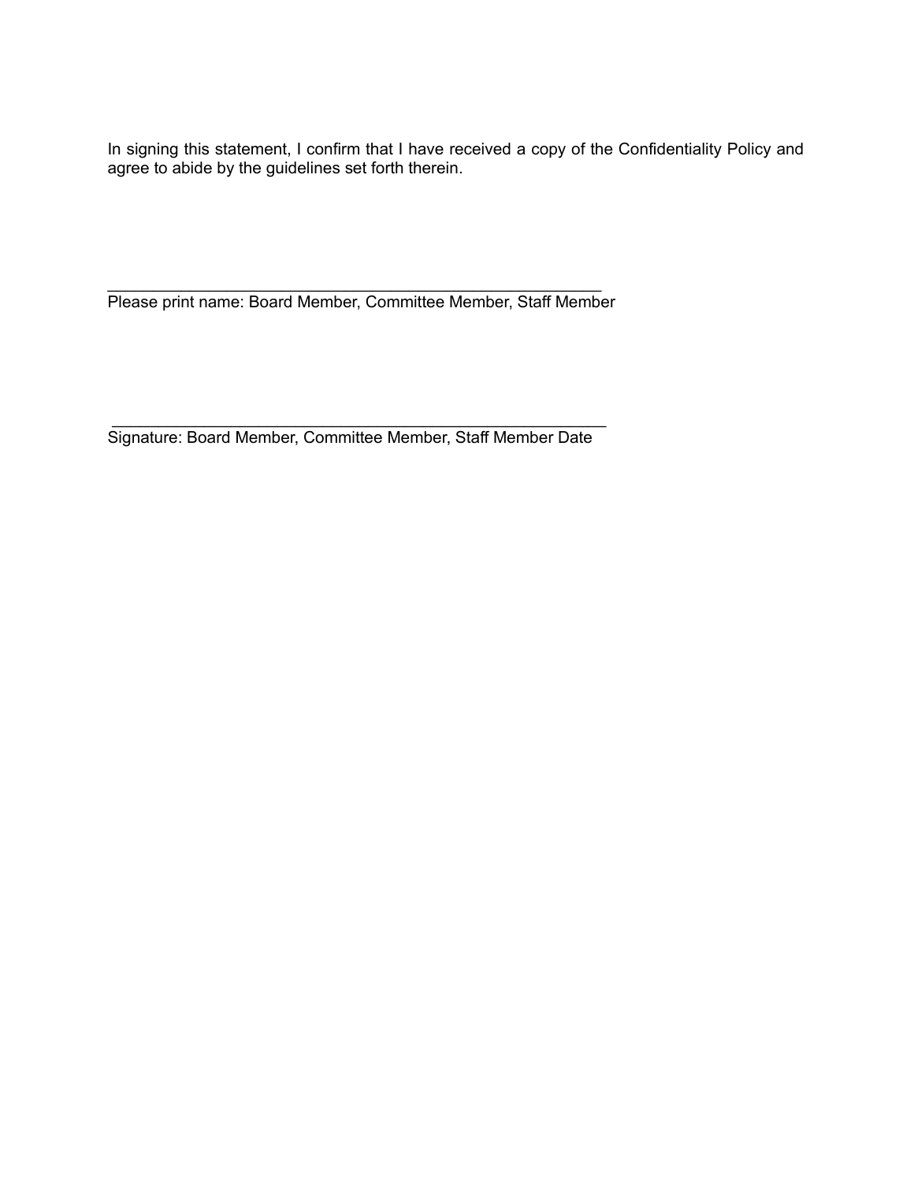In signing this statement, I confirm that I have received a copy of the Confidentiality Policy and agree to abide by the guidelines set forth therein.

_______________________________________________________
Please print name: Board Member, Committee Member, Staff Member

_______________________________________________________
Signature: Board Member, Committee Member, Staff Member Date